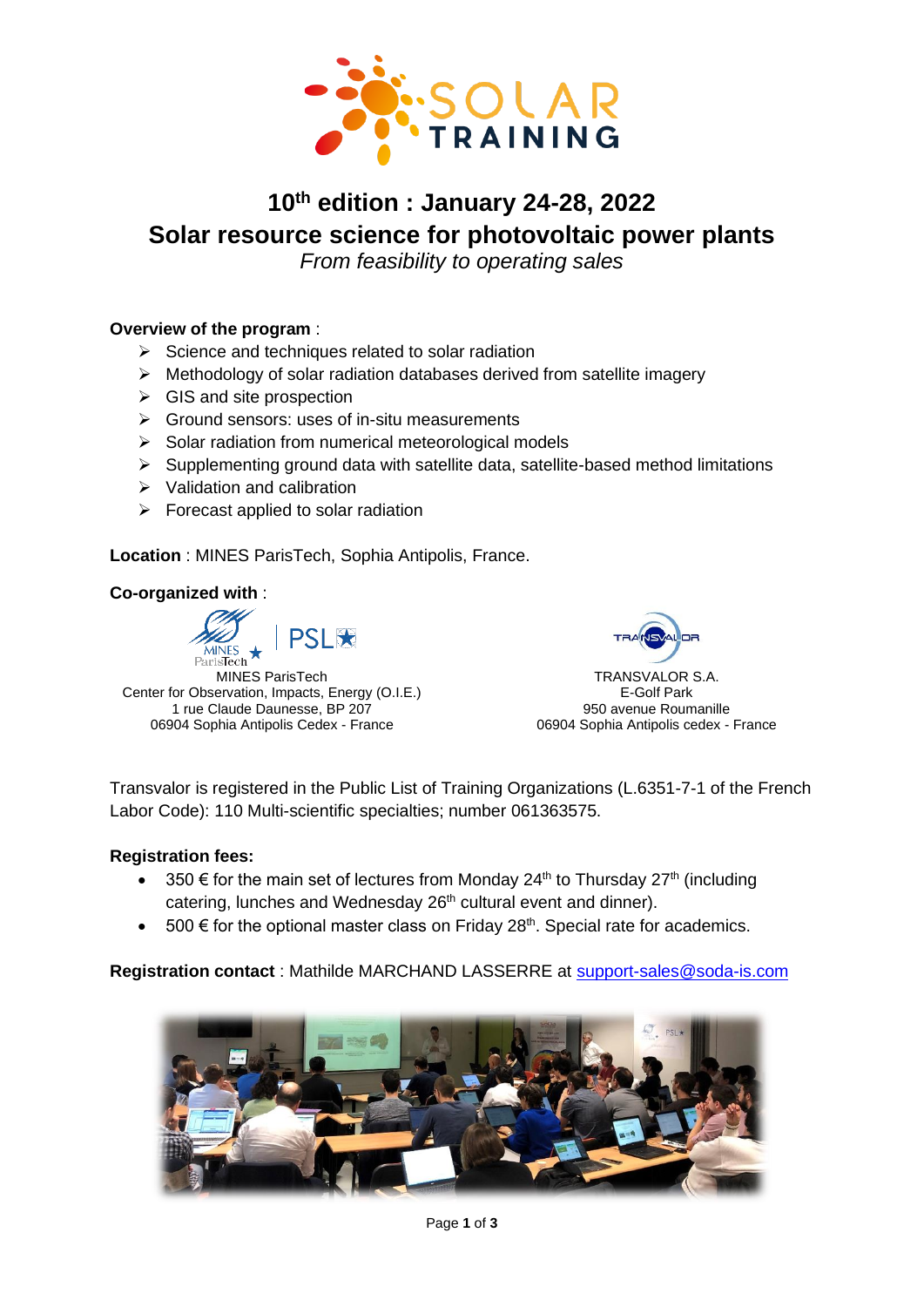# 10th edition : January 24-28, 2022

## Solar resource science for photovoltaic power plants

*From feasibility to operating sales*

**Overview of the program** :

- Science and techniques related to solar radiation
- Methodology of solar radiation databases derived from satellite imagery
- GIS and site prospection
- Ground sensors: uses of in-situ measurements
- Solar radiation from numerical meteorological models
- Supplementing ground data with satellite data, satellite-based method limitations
- Validation and calibration
- Forecast applied to solar radiation

**Location** : MINES ParisTech, Sophia Antipolis, France.

**Co-organized with** :

MINES ParisTech
Center for Observation, Impacts, Energy (O.I.E.)
1 rue Claude Daunesse, BP 207
06904 Sophia Antipolis Cedex - France

TRANSVALOR S.A.
E-Golf Park
950 avenue Roumanille
06904 Sophia Antipolis cedex - France

Transvalor is registered in the Public List of Training Organizations (L.6351-7-1 of the French Labor Code): 110 Multi-scientific specialties; number 061363575.

**Registration fees:**

- 350 € for the main set of lectures from Monday 24th to Thursday 27th (including catering, lunches and Wednesday 26th cultural event and dinner).
- 500 € for the optional master class on Friday 28th. Special rate for academics.

**Registration contact** : Mathilde MARCHAND LASSERRE at support-sales@soda-is.com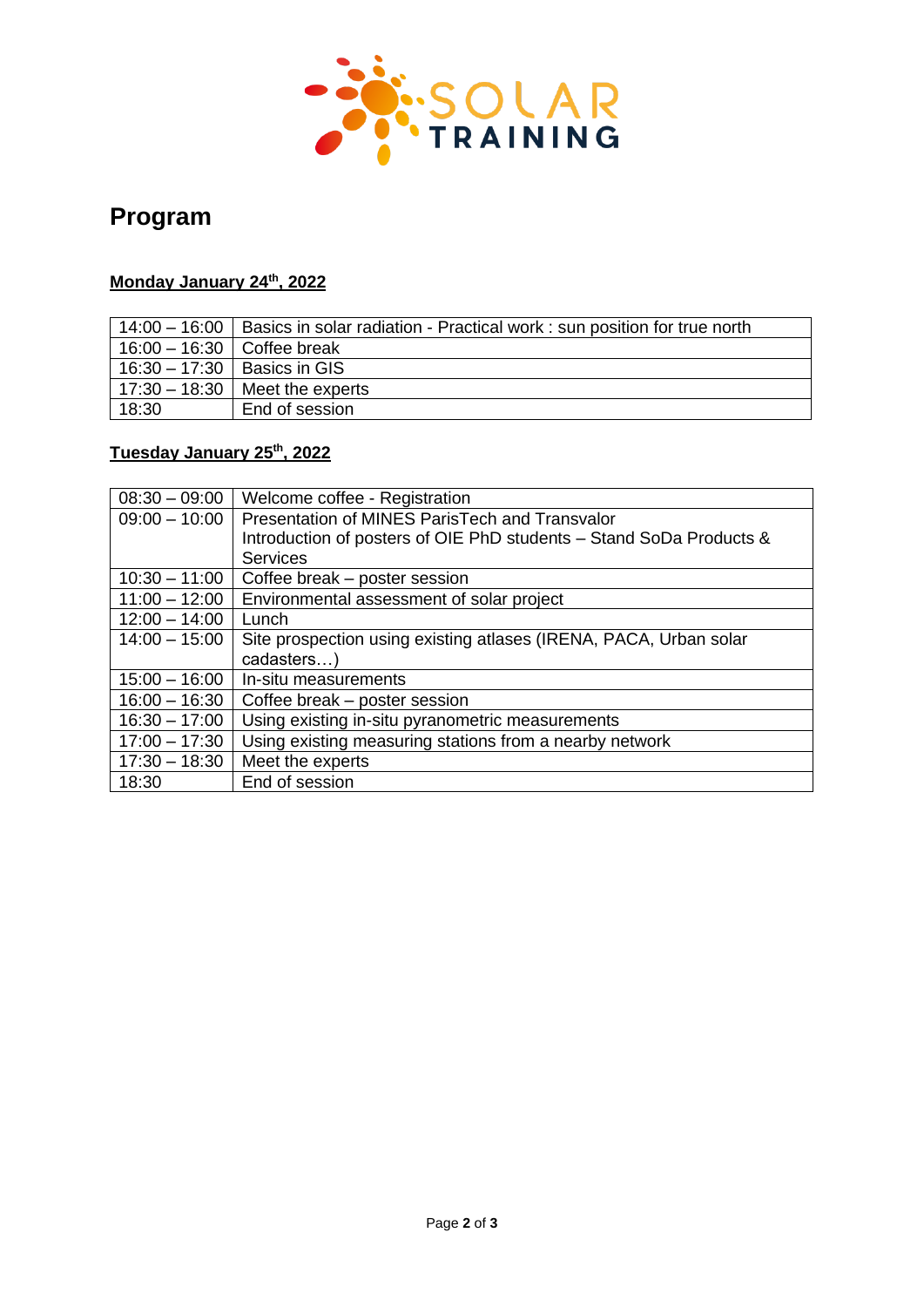# Program

**Monday January 24th, 2022**

| | |
|---|---|
| 14:00 – 16:00 | Basics in solar radiation - Practical work : sun position for true north |
| 16:00 – 16:30 | Coffee break |
| 16:30 – 17:30 | Basics in GIS |
| 17:30 – 18:30 | Meet the experts |
| 18:30 | End of session |

**Tuesday January 25th, 2022**

| | |
|---|---|
| 08:30 – 09:00 | Welcome coffee - Registration |
| 09:00 – 10:00 | Presentation of MINES ParisTech and Transvalor<br>Introduction of posters of OIE PhD students – Stand SoDa Products & Services |
| 10:30 – 11:00 | Coffee break – poster session |
| 11:00 – 12:00 | Environmental assessment of solar project |
| 12:00 – 14:00 | Lunch |
| 14:00 – 15:00 | Site prospection using existing atlases (IRENA, PACA, Urban solar cadasters…) |
| 15:00 – 16:00 | In-situ measurements |
| 16:00 – 16:30 | Coffee break – poster session |
| 16:30 – 17:00 | Using existing in-situ pyranometric measurements |
| 17:00 – 17:30 | Using existing measuring stations from a nearby network |
| 17:30 – 18:30 | Meet the experts |
| 18:30 | End of session |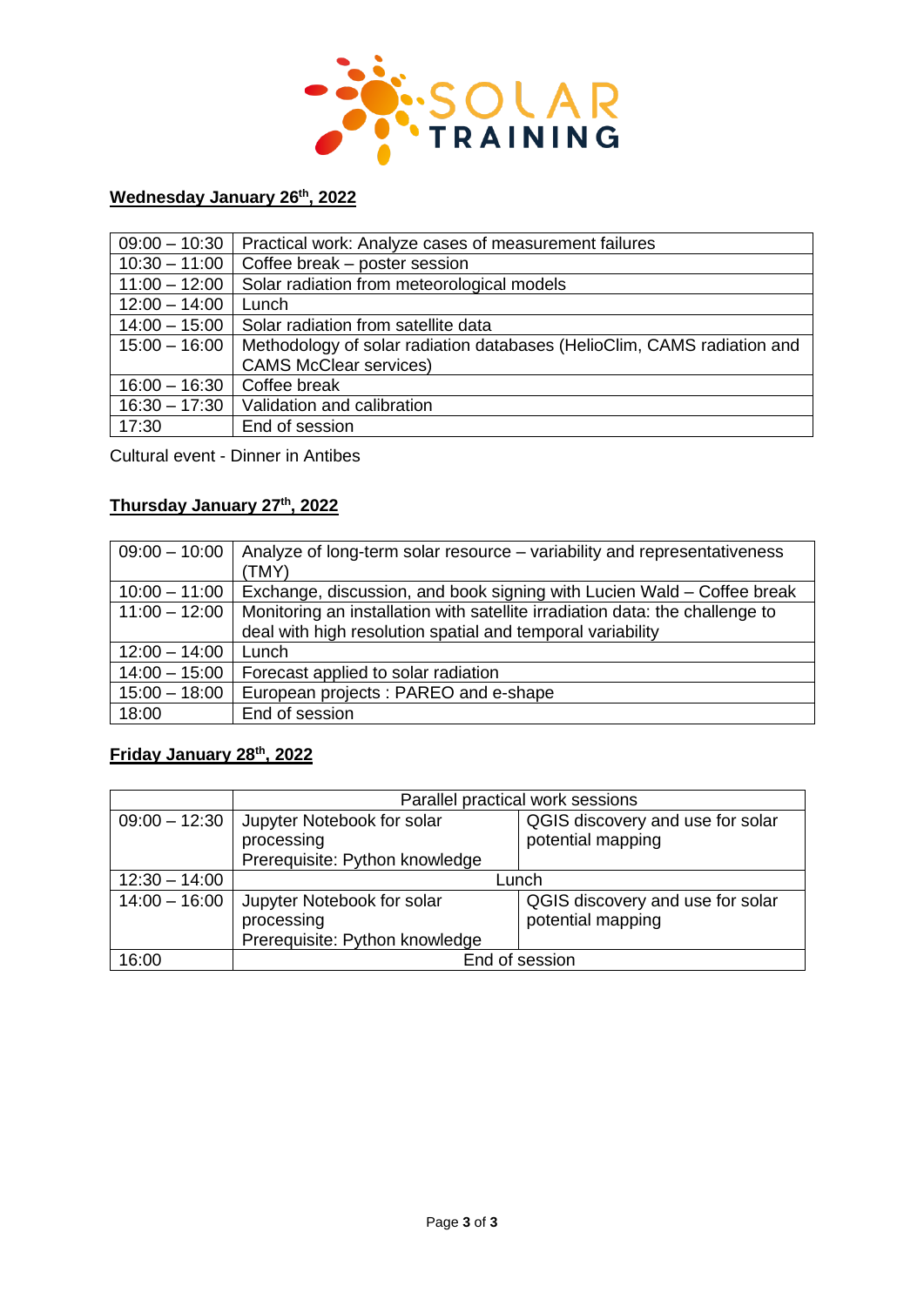## Wednesday January 26th, 2022

| | |
|---|---|
| 09:00 – 10:30 | Practical work: Analyze cases of measurement failures |
| 10:30 – 11:00 | Coffee break – poster session |
| 11:00 – 12:00 | Solar radiation from meteorological models |
| 12:00 – 14:00 | Lunch |
| 14:00 – 15:00 | Solar radiation from satellite data |
| 15:00 – 16:00 | Methodology of solar radiation databases (HelioClim, CAMS radiation and CAMS McClear services) |
| 16:00 – 16:30 | Coffee break |
| 16:30 – 17:30 | Validation and calibration |
| 17:30 | End of session |

Cultural event - Dinner in Antibes

## Thursday January 27th, 2022

| | |
|---|---|
| 09:00 – 10:00 | Analyze of long-term solar resource – variability and representativeness (TMY) |
| 10:00 – 11:00 | Exchange, discussion, and book signing with Lucien Wald – Coffee break |
| 11:00 – 12:00 | Monitoring an installation with satellite irradiation data: the challenge to deal with high resolution spatial and temporal variability |
| 12:00 – 14:00 | Lunch |
| 14:00 – 15:00 | Forecast applied to solar radiation |
| 15:00 – 18:00 | European projects : PAREO and e-shape |
| 18:00 | End of session |

## Friday January 28th, 2022

| | Parallel practical work sessions | |
|---|---|---|
| 09:00 – 12:30 | Jupyter Notebook for solar processing Prerequisite: Python knowledge | QGIS discovery and use for solar potential mapping |
| 12:30 – 14:00 | Lunch | |
| 14:00 – 16:00 | Jupyter Notebook for solar processing Prerequisite: Python knowledge | QGIS discovery and use for solar potential mapping |
| 16:00 | End of session | |